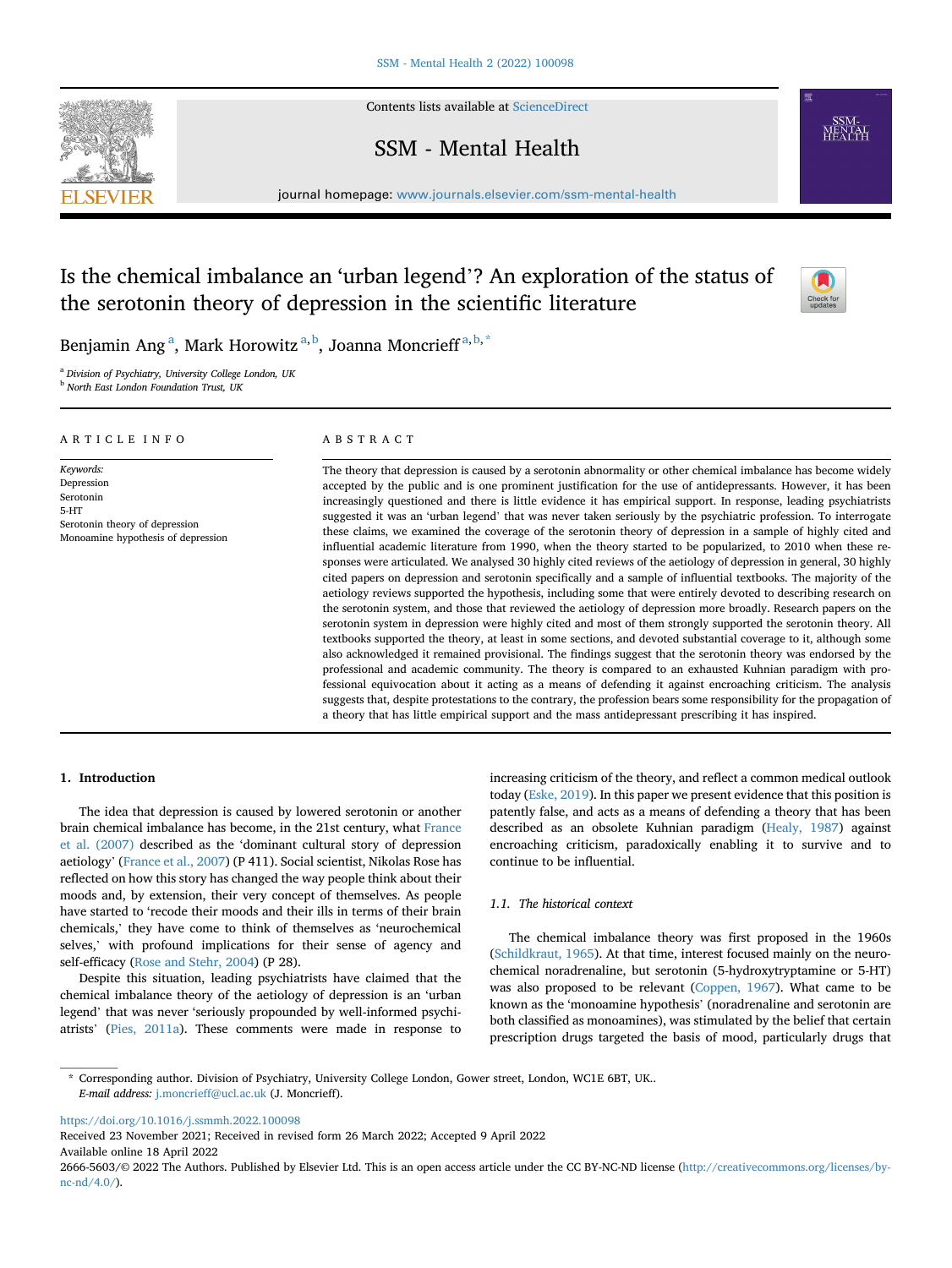# Is the chemical imbalance an 'urban legend'? An exploration of the status of the serotonin theory of depression in the scientific literature

Benjamin Ang [a], Mark Horowitz [a,b], Joanna Moncrieff [a,b,*]

[a] Division of Psychiatry, University College London, UK

[b] North East London Foundation Trust, UK

## ARTICLE INFO

*Keywords:*
Depression
Serotonin
5-HT
Serotonin theory of depression
Monoamine hypothesis of depression

## ABSTRACT

The theory that depression is caused by a serotonin abnormality or other chemical imbalance has become widely accepted by the public and is one prominent justification for the use of antidepressants. However, it has been increasingly questioned and there is little evidence it has empirical support. In response, leading psychiatrists suggested it was an 'urban legend' that was never taken seriously by the psychiatric profession. To interrogate these claims, we examined the coverage of the serotonin theory of depression in a sample of highly cited and influential academic literature from 1990, when the theory started to be popularized, to 2010 when these responses were articulated. We analysed 30 highly cited reviews of the aetiology of depression in general, 30 highly cited papers on depression and serotonin specifically and a sample of influential textbooks. The majority of the aetiology reviews supported the hypothesis, including some that were entirely devoted to describing research on the serotonin system, and those that reviewed the aetiology of depression more broadly. Research papers on the serotonin system in depression were highly cited and most of them strongly supported the serotonin theory. All textbooks supported the theory, at least in some sections, and devoted substantial coverage to it, although some also acknowledged it remained provisional. The findings suggest that the serotonin theory was endorsed by the professional and academic community. The theory is compared to an exhausted Kuhnian paradigm with professional equivocation about it acting as a means of defending it against encroaching criticism. The analysis suggests that, despite protestations to the contrary, the profession bears some responsibility for the propagation of a theory that has little empirical support and the mass antidepressant prescribing it has inspired.

## 1. Introduction

The idea that depression is caused by lowered serotonin or another brain chemical imbalance has become, in the 21st century, what France et al. (2007) described as the 'dominant cultural story of depression aetiology' (France et al., 2007) (P 411). Social scientist, Nikolas Rose has reflected on how this story has changed the way people think about their moods and, by extension, their very concept of themselves. As people have started to 'recode their moods and their ills in terms of their brain chemicals,' they have come to think of themselves as 'neurochemical selves,' with profound implications for their sense of agency and self-efficacy (Rose and Stehr, 2004) (P 28).

Despite this situation, leading psychiatrists have claimed that the chemical imbalance theory of the aetiology of depression is an 'urban legend' that was never 'seriously propounded by well-informed psychiatrists' (Pies, 2011a). These comments were made in response to increasing criticism of the theory, and reflect a common medical outlook today (Eske, 2019). In this paper we present evidence that this position is patently false, and acts as a means of defending a theory that has been described as an obsolete Kuhnian paradigm (Healy, 1987) against encroaching criticism, paradoxically enabling it to survive and to continue to be influential.

### 1.1. The historical context

The chemical imbalance theory was first proposed in the 1960s (Schildkraut, 1965). At that time, interest focused mainly on the neurochemical noradrenaline, but serotonin (5-hydroxytryptamine or 5-HT) was also proposed to be relevant (Coppen, 1967). What came to be known as the 'monoamine hypothesis' (noradrenaline and serotonin are both classified as monoamines), was stimulated by the belief that certain prescription drugs targeted the basis of mood, particularly drugs that

\* Corresponding author. Division of Psychiatry, University College London, Gower street, London, WC1E 6BT, UK..
*E-mail address:* j.moncrieff@ucl.ac.uk (J. Moncrieff).

https://doi.org/10.1016/j.ssmmh.2022.100098
Received 23 November 2021; Received in revised form 26 March 2022; Accepted 9 April 2022
Available online 18 April 2022
2666-5603/© 2022 The Authors. Published by Elsevier Ltd. This is an open access article under the CC BY-NC-ND license (http://creativecommons.org/licenses/by-nc-nd/4.0/).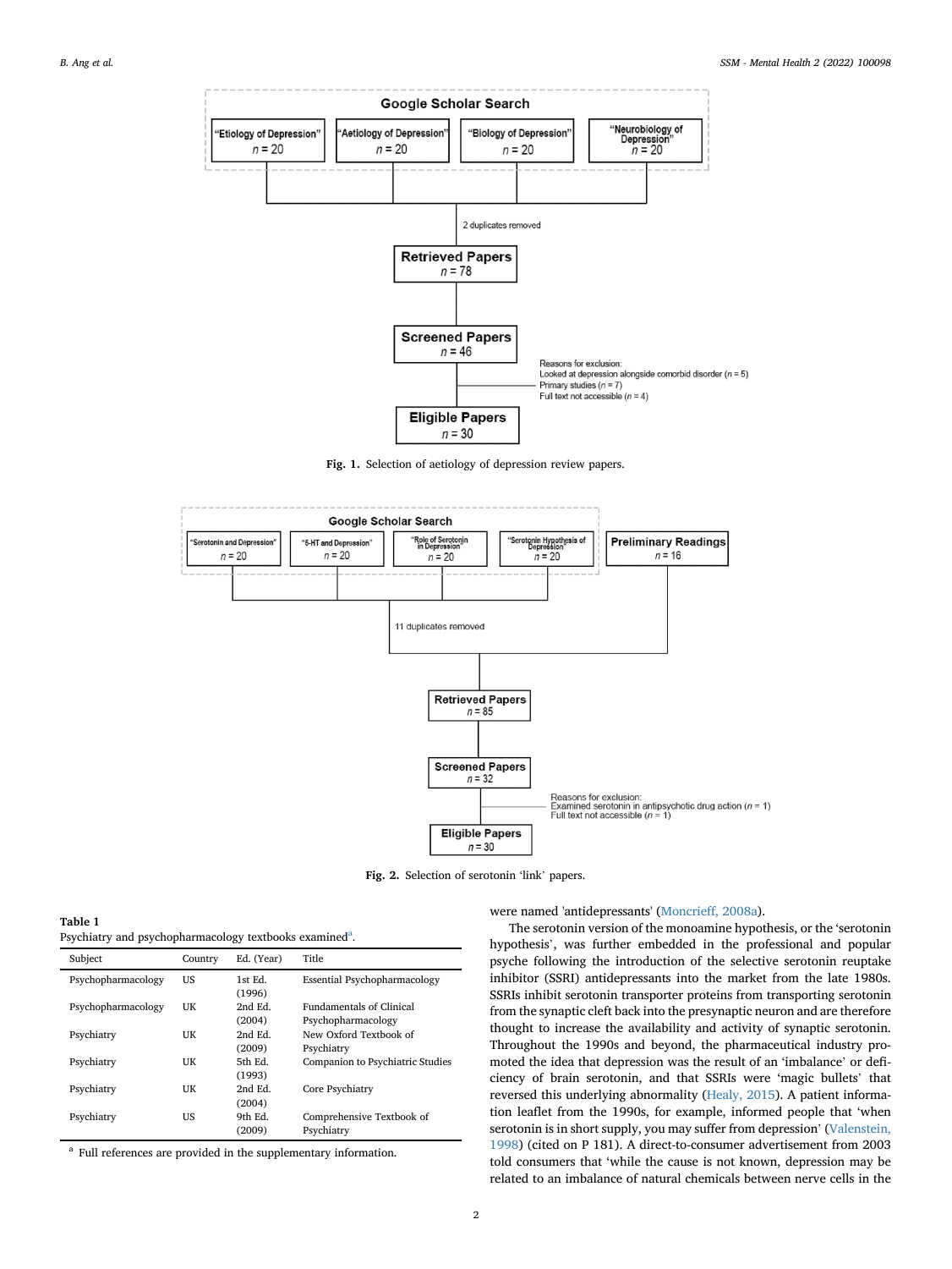Google Scholar Search

"Etiology of Depression" $n = 20$ | "Aetiology of Depression" $n = 20$ | "Biology of Depression" $n = 20$ | "Neurobiology of Depression" $n = 20$

2 duplicates removed

Retrieved Papers $n = 78$

Screened Papers $n = 46$

Reasons for exclusion:
Looked at depression alongside comorbid disorder ($n = 5$)
Primary studies ($n = 7$)
Full text not accessible ($n = 4$)

Eligible Papers $n = 30$

**Fig. 1.** Selection of aetiology of depression review papers.

Google Scholar Search

"Serotonin and Depression" $n = 20$ | "5-HT and Depression" $n = 20$ | "Role of Serotonin in Depression" $n = 20$ | "Serotonin Hypothesis of Depression" $n = 20$

Preliminary Readings $n = 16$

11 duplicates removed

Retrieved Papers $n = 85$

Screened Papers $n = 32$

Reasons for exclusion:
Examined serotonin in antipsychotic drug action ($n = 1$)
Full text not accessible ($n = 1$)

Eligible Papers $n = 30$

**Fig. 2.** Selection of serotonin 'link' papers.

**Table 1**
Psychiatry and psychopharmacology textbooks examined[a].

| Subject | Country | Ed. (Year) | Title |
|---|---|---|---|
| Psychopharmacology | US | 1st Ed. (1996) | Essential Psychopharmacology |
| Psychopharmacology | UK | 2nd Ed. (2004) | Fundamentals of Clinical Psychopharmacology |
| Psychiatry | UK | 2nd Ed. (2009) | New Oxford Textbook of Psychiatry |
| Psychiatry | UK | 5th Ed. (1993) | Companion to Psychiatric Studies |
| Psychiatry | UK | 2nd Ed. (2004) | Core Psychiatry |
| Psychiatry | US | 9th Ed. (2009) | Comprehensive Textbook of Psychiatry |

[a] Full references are provided in the supplementary information.

were named 'antidepressants' (Moncrieff, 2008a).

The serotonin version of the monoamine hypothesis, or the 'serotonin hypothesis', was further embedded in the professional and popular psyche following the introduction of the selective serotonin reuptake inhibitor (SSRI) antidepressants into the market from the late 1980s. SSRIs inhibit serotonin transporter proteins from transporting serotonin from the synaptic cleft back into the presynaptic neuron and are therefore thought to increase the availability and activity of synaptic serotonin. Throughout the 1990s and beyond, the pharmaceutical industry promoted the idea that depression was the result of an 'imbalance' or deficiency of brain serotonin, and that SSRIs were 'magic bullets' that reversed this underlying abnormality (Healy, 2015). A patient information leaflet from the 1990s, for example, informed people that 'when serotonin is in short supply, you may suffer from depression' (Valenstein, 1998) (cited on P 181). A direct-to-consumer advertisement from 2003 told consumers that 'while the cause is not known, depression may be related to an imbalance of natural chemicals between nerve cells in the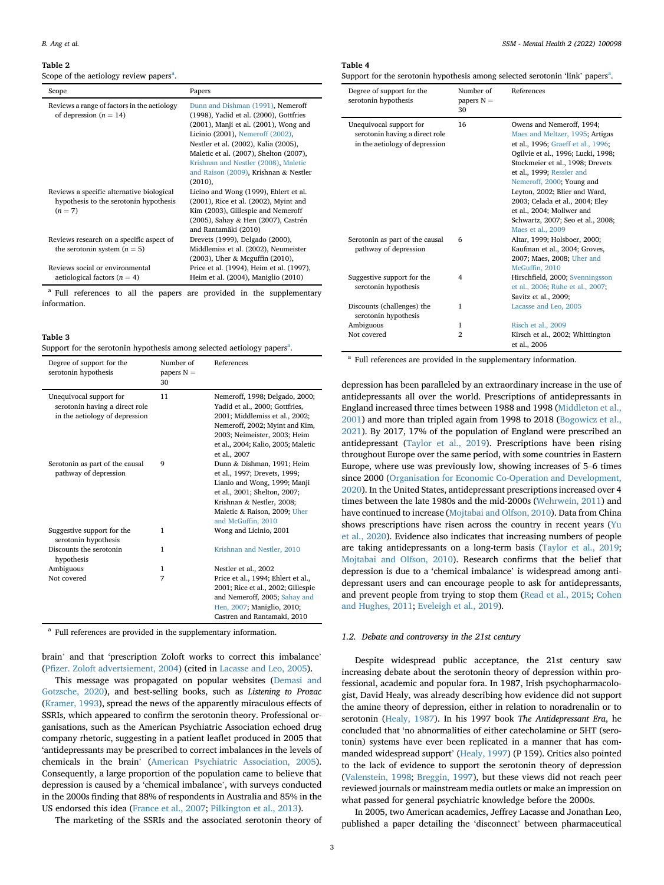**Table 2**
Scope of the aetiology review papers[a].

| Scope | Papers |
|---|---|
| Reviews a range of factors in the aetiology of depression (n = 14) | Dunn and Dishman (1991), Nemeroff (1998), Yadid et al. (2000), Gottfries (2001), Manji et al. (2001), Wong and Licinio (2001), Nemeroff (2002), Nestler et al. (2002), Kalia (2005), Maletic et al. (2007), Shelton (2007), Krishnan and Nestler (2008), Maletic and Raison (2009), Krishnan & Nestler (2010), |
| Reviews a specific alternative biological hypothesis to the serotonin hypothesis (n = 7) | Licino and Wong (1999), Ehlert et al. (2001), Rice et al. (2002), Myint and Kim (2003), Gillespie and Nemeroff (2005), Sahay & Hen (2007), Castrén and Rantamäki (2010) |
| Reviews research on a specific aspect of the serotonin system (n = 5) | Drevets (1999), Delgado (2000), Middlemiss et al. (2002), Neumeister (2003), Uher & Mcguffin (2010), |
| Reviews social or environmental aetiological factors (n = 4) | Price et al. (1994), Heim et al. (1997), Heim et al. (2004), Maniglio (2010) |

[a] Full references to all the papers are provided in the supplementary information.

**Table 3**
Support for the serotonin hypothesis among selected aetiology papers[a].

| Degree of support for the serotonin hypothesis | Number of papers N = 30 | References |
|---|---|---|
| Unequivocal support for serotonin having a direct role in the aetiology of depression | 11 | Nemeroff, 1998; Delgado, 2000; Yadid et al., 2000; Gottfries, 2001; Middlemiss et al., 2002; Nemeroff, 2002; Myint and Kim, 2003; Neimeister, 2003; Heim et al., 2004; Kalio, 2005; Maletic et al., 2007 |
| Serotonin as part of the causal pathway of depression | 9 | Dunn & Dishman, 1991; Heim et al., 1997; Drevets, 1999; Lianio and Wong, 1999; Manji et al., 2001; Shelton, 2007; Krishnan & Nestler, 2008; Maletic & Raison, 2009; Uher and McGuffin, 2010 |
| Suggestive support for the serotonin hypothesis | 1 | Wong and Licinio, 2001 |
| Discounts the serotonin hypothesis | 1 | Krishnan and Nestler, 2010 |
| Ambiguous | 1 | Nestler et al., 2002 |
| Not covered | 7 | Price et al., 1994; Ehlert et al., 2001; Rice et al., 2002; Gillespie and Nemeroff, 2005; Sahay and Hen, 2007; Maniglio, 2010; Castren and Rantamaki, 2010 |

[a] Full references are provided in the supplementary information.

brain' and that 'prescription Zoloft works to correct this imbalance' (Pfizer. Zoloft advertisement, 2004) (cited in Lacasse and Leo, 2005).

This message was propagated on popular websites (Demasi and Gotzsche, 2020), and best-selling books, such as *Listening to Prozac* (Kramer, 1993), spread the news of the apparently miraculous effects of SSRIs, which appeared to confirm the serotonin theory. Professional organisations, such as the American Psychiatric Association echoed drug company rhetoric, suggesting in a patient leaflet produced in 2005 that 'antidepressants may be prescribed to correct imbalances in the levels of chemicals in the brain' (American Psychiatric Association, 2005). Consequently, a large proportion of the population came to believe that depression is caused by a 'chemical imbalance', with surveys conducted in the 2000s finding that 88% of respondents in Australia and 85% in the US endorsed this idea (France et al., 2007; Pilkington et al., 2013).

The marketing of the SSRIs and the associated serotonin theory of depression has been paralleled by an extraordinary increase in the use of antidepressants all over the world. Prescriptions of antidepressants in England increased three times between 1988 and 1998 (Middleton et al., 2001) and more than tripled again from 1998 to 2018 (Bogowicz et al., 2021). By 2017, 17% of the population of England were prescribed an antidepressant (Taylor et al., 2019). Prescriptions have been rising throughout Europe over the same period, with some countries in Eastern Europe, where use was previously low, showing increases of 5–6 times since 2000 (Organisation for Economic Co-Operation and Development, 2020). In the United States, antidepressant prescriptions increased over 4 times between the late 1980s and the mid-2000s (Wehrwein, 2011) and have continued to increase (Mojtabai and Olfson, 2010). Data from China shows prescriptions have risen across the country in recent years (Yu et al., 2020). Evidence also indicates that increasing numbers of people are taking antidepressants on a long-term basis (Taylor et al., 2019; Mojtabai and Olfson, 2010). Research confirms that the belief that depression is due to a 'chemical imbalance' is widespread among antidepressant users and can encourage people to ask for antidepressants, and prevent people from trying to stop them (Read et al., 2015; Cohen and Hughes, 2011; Eveleigh et al., 2019).

**Table 4**
Support for the serotonin hypothesis among selected serotonin 'link' papers[a].

| Degree of support for the serotonin hypothesis | Number of papers N = 30 | References |
|---|---|---|
| Unequivocal support for serotonin having a direct role in the aetiology of depression | 16 | Owens and Nemeroff, 1994; Maes and Meltzer, 1995; Artigas et al., 1996; Graeff et al., 1996; Ogilvie et al., 1996; Lucki, 1998; Stockmeier et al., 1998; Drevets et al., 1999; Ressler and Nemeroff, 2000; Young and Leyton, 2002; Blier and Ward, 2003; Celada et al., 2004; Eley et al., 2004; Mollwer and Schwartz, 2007; Seo et al., 2008; Maes et al., 2009 |
| Serotonin as part of the causal pathway of depression | 6 | Altar, 1999; Holsboer, 2000; Kaufman et al., 2004; Groves, 2007; Maes, 2008; Uher and McGuffin, 2010 |
| Suggestive support for the serotonin hypothesis | 4 | Hirschfield, 2000; Svenningsson et al., 2006; Ruhe et al., 2007; Savitz et al., 2009; |
| Discounts (challenges) the serotonin hypothesis | 1 | Lacasse and Leo, 2005 |
| Ambiguous | 1 | Risch et al., 2009 |
| Not covered | 2 | Kirsch et al., 2002; Whittington et al., 2006 |

[a] Full references are provided in the supplementary information.

### 1.2. Debate and controversy in the 21st century

Despite widespread public acceptance, the 21st century saw increasing debate about the serotonin theory of depression within professional, academic and popular fora. In 1987, Irish psychopharmacologist, David Healy, was already describing how evidence did not support the amine theory of depression, either in relation to noradrenalin or to serotonin (Healy, 1987). In his 1997 book *The Antidepressant Era*, he concluded that 'no abnormalities of either catecholamine or 5HT (serotonin) systems have ever been replicated in a manner that has commanded widespread support' (Healy, 1997) (P 159). Critics also pointed to the lack of evidence to support the serotonin theory of depression (Valenstein, 1998; Breggin, 1997), but these views did not reach peer reviewed journals or mainstream media outlets or make an impression on what passed for general psychiatric knowledge before the 2000s.

In 2005, two American academics, Jeffrey Lacasse and Jonathan Leo, published a paper detailing the 'disconnect' between pharmaceutical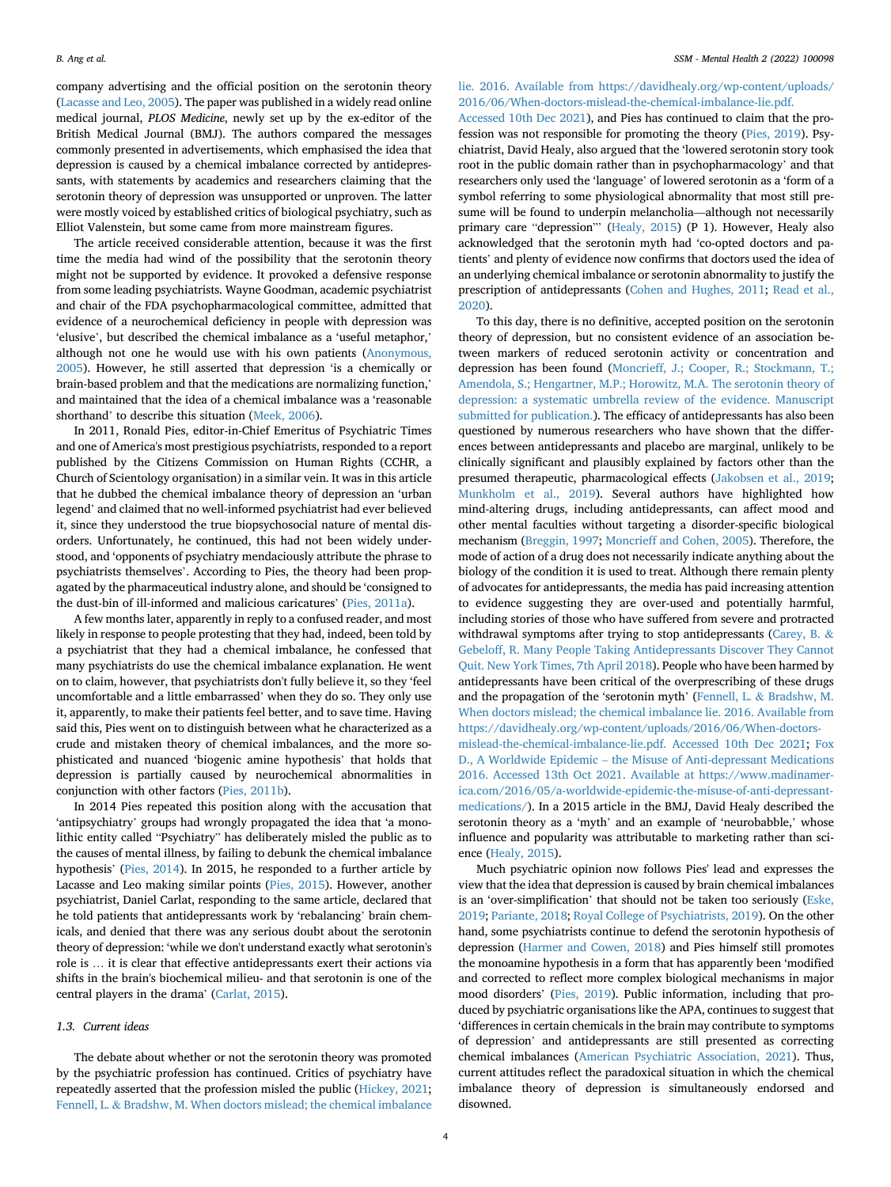company advertising and the official position on the serotonin theory (Lacasse and Leo, 2005). The paper was published in a widely read online medical journal, *PLOS Medicine*, newly set up by the ex-editor of the British Medical Journal (BMJ). The authors compared the messages commonly presented in advertisements, which emphasised the idea that depression is caused by a chemical imbalance corrected by antidepressants, with statements by academics and researchers claiming that the serotonin theory of depression was unsupported or unproven. The latter were mostly voiced by established critics of biological psychiatry, such as Elliot Valenstein, but some came from more mainstream figures.

The article received considerable attention, because it was the first time the media had wind of the possibility that the serotonin theory might not be supported by evidence. It provoked a defensive response from some leading psychiatrists. Wayne Goodman, academic psychiatrist and chair of the FDA psychopharmacological committee, admitted that evidence of a neurochemical deficiency in people with depression was 'elusive', but described the chemical imbalance as a 'useful metaphor,' although not one he would use with his own patients (Anonymous, 2005). However, he still asserted that depression 'is a chemically or brain-based problem and that the medications are normalizing function,' and maintained that the idea of a chemical imbalance was a 'reasonable shorthand' to describe this situation (Meek, 2006).

In 2011, Ronald Pies, editor-in-Chief Emeritus of Psychiatric Times and one of America's most prestigious psychiatrists, responded to a report published by the Citizens Commission on Human Rights (CCHR, a Church of Scientology organisation) in a similar vein. It was in this article that he dubbed the chemical imbalance theory of depression an 'urban legend' and claimed that no well-informed psychiatrist had ever believed it, since they understood the true biopsychosocial nature of mental disorders. Unfortunately, he continued, this had not been widely understood, and 'opponents of psychiatry mendaciously attribute the phrase to psychiatrists themselves'. According to Pies, the theory had been propagated by the pharmaceutical industry alone, and should be 'consigned to the dust-bin of ill-informed and malicious caricatures' (Pies, 2011a).

A few months later, apparently in reply to a confused reader, and most likely in response to people protesting that they had, indeed, been told by a psychiatrist that they had a chemical imbalance, he confessed that many psychiatrists do use the chemical imbalance explanation. He went on to claim, however, that psychiatrists don't fully believe it, so they 'feel uncomfortable and a little embarrassed' when they do so. They only use it, apparently, to make their patients feel better, and to save time. Having said this, Pies went on to distinguish between what he characterized as a crude and mistaken theory of chemical imbalances, and the more sophisticated and nuanced 'biogenic amine hypothesis' that holds that depression is partially caused by neurochemical abnormalities in conjunction with other factors (Pies, 2011b).

In 2014 Pies repeated this position along with the accusation that 'antipsychiatry' groups had wrongly propagated the idea that 'a monolithic entity called "Psychiatry" has deliberately misled the public as to the causes of mental illness, by failing to debunk the chemical imbalance hypothesis' (Pies, 2014). In 2015, he responded to a further article by Lacasse and Leo making similar points (Pies, 2015). However, another psychiatrist, Daniel Carlat, responding to the same article, declared that he told patients that antidepressants work by 'rebalancing' brain chemicals, and denied that there was any serious doubt about the serotonin theory of depression: 'while we don't understand exactly what serotonin's role is … it is clear that effective antidepressants exert their actions via shifts in the brain's biochemical milieu- and that serotonin is one of the central players in the drama' (Carlat, 2015).

### 1.3. Current ideas

The debate about whether or not the serotonin theory was promoted by the psychiatric profession has continued. Critics of psychiatry have repeatedly asserted that the profession misled the public (Hickey, 2021; Fennell, L. & Bradshw, M. When doctors mislead; the chemical imbalance lie. 2016. Available from https://davidhealy.org/wp-content/uploads/2016/06/When-doctors-mislead-the-chemical-imbalance-lie.pdf. Accessed 10th Dec 2021), and Pies has continued to claim that the profession was not responsible for promoting the theory (Pies, 2019). Psychiatrist, David Healy, also argued that the 'lowered serotonin story took root in the public domain rather than in psychopharmacology' and that researchers only used the 'language' of lowered serotonin as a 'form of a symbol referring to some physiological abnormality that most still presume will be found to underpin melancholia—although not necessarily primary care "depression"' (Healy, 2015) (P 1). However, Healy also acknowledged that the serotonin myth had 'co-opted doctors and patients' and plenty of evidence now confirms that doctors used the idea of an underlying chemical imbalance or serotonin abnormality to justify the prescription of antidepressants (Cohen and Hughes, 2011; Read et al., 2020).

To this day, there is no definitive, accepted position on the serotonin theory of depression, but no consistent evidence of an association between markers of reduced serotonin activity or concentration and depression has been found (Moncrieff, J.; Cooper, R.; Stockmann, T.; Amendola, S.; Hengartner, M.P.; Horowitz, M.A. The serotonin theory of depression: a systematic umbrella review of the evidence. Manuscript submitted for publication.). The efficacy of antidepressants has also been questioned by numerous researchers who have shown that the differences between antidepressants and placebo are marginal, unlikely to be clinically significant and plausibly explained by factors other than the presumed therapeutic, pharmacological effects (Jakobsen et al., 2019; Munkholm et al., 2019). Several authors have highlighted how mind-altering drugs, including antidepressants, can affect mood and other mental faculties without targeting a disorder-specific biological mechanism (Breggin, 1997; Moncrieff and Cohen, 2005). Therefore, the mode of action of a drug does not necessarily indicate anything about the biology of the condition it is used to treat. Although there remain plenty of advocates for antidepressants, the media has paid increasing attention to evidence suggesting they are over-used and potentially harmful, including stories of those who have suffered from severe and protracted withdrawal symptoms after trying to stop antidepressants (Carey, B. & Gebeloff, R. Many People Taking Antidepressants Discover They Cannot Quit. New York Times, 7th April 2018). People who have been harmed by antidepressants have been critical of the overprescribing of these drugs and the propagation of the 'serotonin myth' (Fennell, L. & Bradshw, M. When doctors mislead; the chemical imbalance lie. 2016. Available from https://davidhealy.org/wp-content/uploads/2016/06/When-doctors-mislead-the-chemical-imbalance-lie.pdf. Accessed 10th Dec 2021; Fox D., A Worldwide Epidemic – the Misuse of Anti-depressant Medications 2016. Accessed 13th Oct 2021. Available at https://www.madinamerica.com/2016/05/a-worldwide-epidemic-the-misuse-of-anti-depressant-medications/). In a 2015 article in the BMJ, David Healy described the serotonin theory as a 'myth' and an example of 'neurobabble,' whose influence and popularity was attributable to marketing rather than science (Healy, 2015).

Much psychiatric opinion now follows Pies' lead and expresses the view that the idea that depression is caused by brain chemical imbalances is an 'over-simplification' that should not be taken too seriously (Eske, 2019; Pariante, 2018; Royal College of Psychiatrists, 2019). On the other hand, some psychiatrists continue to defend the serotonin hypothesis of depression (Harmer and Cowen, 2018) and Pies himself still promotes the monoamine hypothesis in a form that has apparently been 'modified and corrected to reflect more complex biological mechanisms in major mood disorders' (Pies, 2019). Public information, including that produced by psychiatric organisations like the APA, continues to suggest that 'differences in certain chemicals in the brain may contribute to symptoms of depression' and antidepressants are still presented as correcting chemical imbalances (American Psychiatric Association, 2021). Thus, current attitudes reflect the paradoxical situation in which the chemical imbalance theory of depression is simultaneously endorsed and disowned.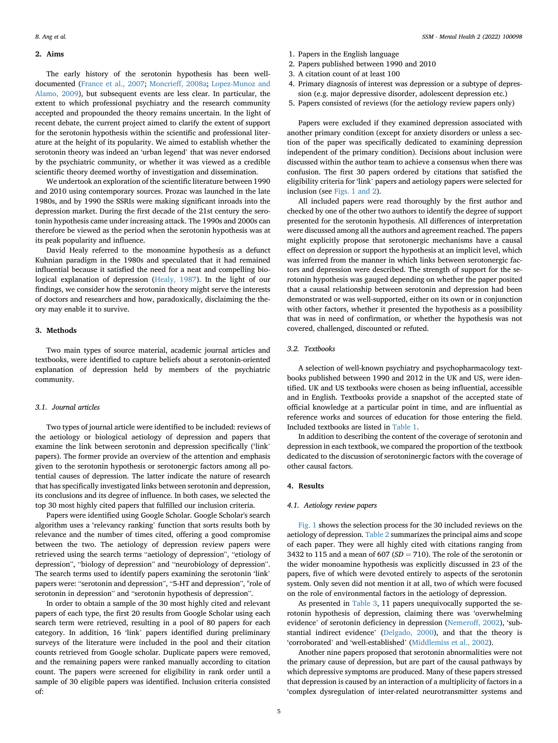## 2. Aims

The early history of the serotonin hypothesis has been well-documented (France et al., 2007; Moncrieff, 2008a; Lopez-Munoz and Alamo, 2009), but subsequent events are less clear. In particular, the extent to which professional psychiatry and the research community accepted and propounded the theory remains uncertain. In the light of recent debate, the current project aimed to clarify the extent of support for the serotonin hypothesis within the scientific and professional literature at the height of its popularity. We aimed to establish whether the serotonin theory was indeed an 'urban legend' that was never endorsed by the psychiatric community, or whether it was viewed as a credible scientific theory deemed worthy of investigation and dissemination.

We undertook an exploration of the scientific literature between 1990 and 2010 using contemporary sources. Prozac was launched in the late 1980s, and by 1990 the SSRIs were making significant inroads into the depression market. During the first decade of the 21st century the serotonin hypothesis came under increasing attack. The 1990s and 2000s can therefore be viewed as the period when the serotonin hypothesis was at its peak popularity and influence.

David Healy referred to the monoamine hypothesis as a defunct Kuhnian paradigm in the 1980s and speculated that it had remained influential because it satisfied the need for a neat and compelling biological explanation of depression (Healy, 1987). In the light of our findings, we consider how the serotonin theory might serve the interests of doctors and researchers and how, paradoxically, disclaiming the theory may enable it to survive.

## 3. Methods

Two main types of source material, academic journal articles and textbooks, were identified to capture beliefs about a serotonin-oriented explanation of depression held by members of the psychiatric community.

### 3.1. Journal articles

Two types of journal article were identified to be included: reviews of the aetiology or biological aetiology of depression and papers that examine the link between serotonin and depression specifically ('link' papers). The former provide an overview of the attention and emphasis given to the serotonin hypothesis or serotonergic factors among all potential causes of depression. The latter indicate the nature of research that has specifically investigated links between serotonin and depression, its conclusions and its degree of influence. In both cases, we selected the top 30 most highly cited papers that fulfilled our inclusion criteria.

Papers were identified using Google Scholar. Google Scholar's search algorithm uses a 'relevancy ranking' function that sorts results both by relevance and the number of times cited, offering a good compromise between the two. The aetiology of depression review papers were retrieved using the search terms "aetiology of depression", "etiology of depression", "biology of depression" and "neurobiology of depression". The search terms used to identify papers examining the serotonin 'link' papers were: "serotonin and depression", "5-HT and depression", "role of serotonin in depression" and "serotonin hypothesis of depression".

In order to obtain a sample of the 30 most highly cited and relevant papers of each type, the first 20 results from Google Scholar using each search term were retrieved, resulting in a pool of 80 papers for each category. In addition, 16 'link' papers identified during preliminary surveys of the literature were included in the pool and their citation counts retrieved from Google scholar. Duplicate papers were removed, and the remaining papers were ranked manually according to citation count. The papers were screened for eligibility in rank order until a sample of 30 eligible papers was identified. Inclusion criteria consisted of:

1. Papers in the English language
2. Papers published between 1990 and 2010
3. A citation count of at least 100
4. Primary diagnosis of interest was depression or a subtype of depression (e.g. major depressive disorder, adolescent depression etc.)
5. Papers consisted of reviews (for the aetiology review papers only)

Papers were excluded if they examined depression associated with another primary condition (except for anxiety disorders or unless a section of the paper was specifically dedicated to examining depression independent of the primary condition). Decisions about inclusion were discussed within the author team to achieve a consensus when there was confusion. The first 30 papers ordered by citations that satisfied the eligibility criteria for 'link' papers and aetiology papers were selected for inclusion (see Figs. 1 and 2).

All included papers were read thoroughly by the first author and checked by one of the other two authors to identify the degree of support presented for the serotonin hypothesis. All differences of interpretation were discussed among all the authors and agreement reached. The papers might explicitly propose that serotonergic mechanisms have a causal effect on depression or support the hypothesis at an implicit level, which was inferred from the manner in which links between serotonergic factors and depression were described. The strength of support for the serotonin hypothesis was gauged depending on whether the paper posited that a causal relationship between serotonin and depression had been demonstrated or was well-supported, either on its own or in conjunction with other factors, whether it presented the hypothesis as a possibility that was in need of confirmation, or whether the hypothesis was not covered, challenged, discounted or refuted.

### 3.2. Textbooks

A selection of well-known psychiatry and psychopharmacology textbooks published between 1990 and 2012 in the UK and US, were identified. UK and US textbooks were chosen as being influential, accessible and in English. Textbooks provide a snapshot of the accepted state of official knowledge at a particular point in time, and are influential as reference works and sources of education for those entering the field. Included textbooks are listed in Table 1.

In addition to describing the content of the coverage of serotonin and depression in each textbook, we compared the proportion of the textbook dedicated to the discussion of serotoninergic factors with the coverage of other causal factors.

## 4. Results

### 4.1. Aetiology review papers

Fig. 1 shows the selection process for the 30 included reviews on the aetiology of depression. Table 2 summarizes the principal aims and scope of each paper. They were all highly cited with citations ranging from 3432 to 115 and a mean of 607 ($SD = 710$). The role of the serotonin or the wider monoamine hypothesis was explicitly discussed in 23 of the papers, five of which were devoted entirely to aspects of the serotonin system. Only seven did not mention it at all, two of which were focused on the role of environmental factors in the aetiology of depression.

As presented in Table 3, 11 papers unequivocally supported the serotonin hypothesis of depression, claiming there was 'overwhelming evidence' of serotonin deficiency in depression (Nemeroff, 2002), 'substantial indirect evidence' (Delgado, 2000), and that the theory is 'corroborated' and 'well-established' (Middlemiss et al., 2002).

Another nine papers proposed that serotonin abnormalities were not the primary cause of depression, but are part of the causal pathways by which depressive symptoms are produced. Many of these papers stressed that depression is caused by an interaction of a multiplicity of factors in a 'complex dysregulation of inter-related neurotransmitter systems and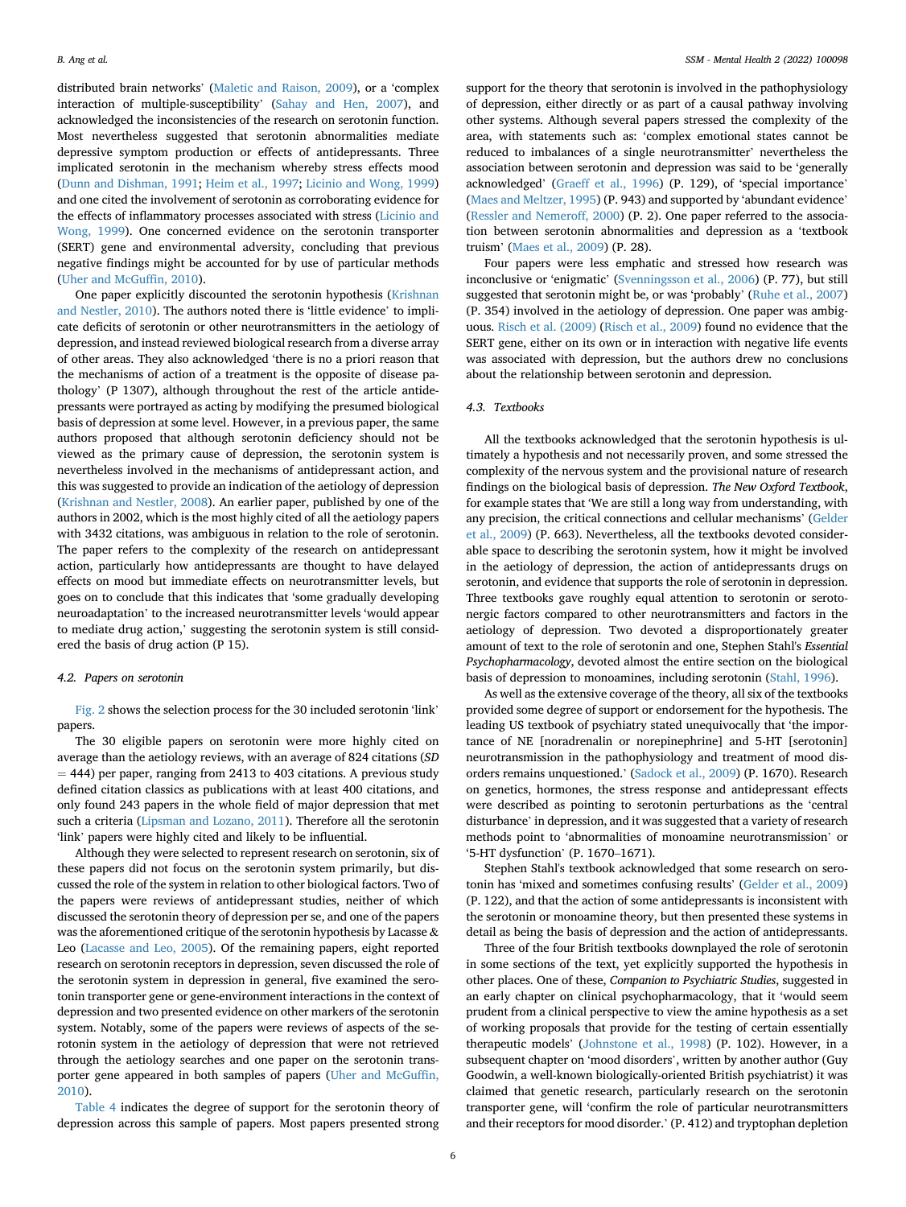distributed brain networks' (Maletic and Raison, 2009), or a 'complex interaction of multiple-susceptibility' (Sahay and Hen, 2007), and acknowledged the inconsistencies of the research on serotonin function. Most nevertheless suggested that serotonin abnormalities mediate depressive symptom production or effects of antidepressants. Three implicated serotonin in the mechanism whereby stress effects mood (Dunn and Dishman, 1991; Heim et al., 1997; Licinio and Wong, 1999) and one cited the involvement of serotonin as corroborating evidence for the effects of inflammatory processes associated with stress (Licinio and Wong, 1999). One concerned evidence on the serotonin transporter (SERT) gene and environmental adversity, concluding that previous negative findings might be accounted for by use of particular methods (Uher and McGuffin, 2010).

One paper explicitly discounted the serotonin hypothesis (Krishnan and Nestler, 2010). The authors noted there is 'little evidence' to implicate deficits of serotonin or other neurotransmitters in the aetiology of depression, and instead reviewed biological research from a diverse array of other areas. They also acknowledged 'there is no a priori reason that the mechanisms of action of a treatment is the opposite of disease pathology' (P 1307), although throughout the rest of the article antidepressants were portrayed as acting by modifying the presumed biological basis of depression at some level. However, in a previous paper, the same authors proposed that although serotonin deficiency should not be viewed as the primary cause of depression, the serotonin system is nevertheless involved in the mechanisms of antidepressant action, and this was suggested to provide an indication of the aetiology of depression (Krishnan and Nestler, 2008). An earlier paper, published by one of the authors in 2002, which is the most highly cited of all the aetiology papers with 3432 citations, was ambiguous in relation to the role of serotonin. The paper refers to the complexity of the research on antidepressant action, particularly how antidepressants are thought to have delayed effects on mood but immediate effects on neurotransmitter levels, but goes on to conclude that this indicates that 'some gradually developing neuroadaptation' to the increased neurotransmitter levels 'would appear to mediate drug action,' suggesting the serotonin system is still considered the basis of drug action (P 15).

### 4.2. Papers on serotonin

Fig. 2 shows the selection process for the 30 included serotonin 'link' papers.

The 30 eligible papers on serotonin were more highly cited on average than the aetiology reviews, with an average of 824 citations (*SD* = 444) per paper, ranging from 2413 to 403 citations. A previous study defined citation classics as publications with at least 400 citations, and only found 243 papers in the whole field of major depression that met such a criteria (Lipsman and Lozano, 2011). Therefore all the serotonin 'link' papers were highly cited and likely to be influential.

Although they were selected to represent research on serotonin, six of these papers did not focus on the serotonin system primarily, but discussed the role of the system in relation to other biological factors. Two of the papers were reviews of antidepressant studies, neither of which discussed the serotonin theory of depression per se, and one of the papers was the aforementioned critique of the serotonin hypothesis by Lacasse & Leo (Lacasse and Leo, 2005). Of the remaining papers, eight reported research on serotonin receptors in depression, seven discussed the role of the serotonin system in depression in general, five examined the serotonin transporter gene or gene-environment interactions in the context of depression and two presented evidence on other markers of the serotonin system. Notably, some of the papers were reviews of aspects of the serotonin system in the aetiology of depression that were not retrieved through the aetiology searches and one paper on the serotonin transporter gene appeared in both samples of papers (Uher and McGuffin, 2010).

Table 4 indicates the degree of support for the serotonin theory of depression across this sample of papers. Most papers presented strong support for the theory that serotonin is involved in the pathophysiology of depression, either directly or as part of a causal pathway involving other systems. Although several papers stressed the complexity of the area, with statements such as: 'complex emotional states cannot be reduced to imbalances of a single neurotransmitter' nevertheless the association between serotonin and depression was said to be 'generally acknowledged' (Graeff et al., 1996) (P. 129), of 'special importance' (Maes and Meltzer, 1995) (P. 943) and supported by 'abundant evidence' (Ressler and Nemeroff, 2000) (P. 2). One paper referred to the association between serotonin abnormalities and depression as a 'textbook truism' (Maes et al., 2009) (P. 28).

Four papers were less emphatic and stressed how research was inconclusive or 'enigmatic' (Svenningsson et al., 2006) (P. 77), but still suggested that serotonin might be, or was 'probably' (Ruhe et al., 2007) (P. 354) involved in the aetiology of depression. One paper was ambiguous. Risch et al. (2009) (Risch et al., 2009) found no evidence that the SERT gene, either on its own or in interaction with negative life events was associated with depression, but the authors drew no conclusions about the relationship between serotonin and depression.

### 4.3. Textbooks

All the textbooks acknowledged that the serotonin hypothesis is ultimately a hypothesis and not necessarily proven, and some stressed the complexity of the nervous system and the provisional nature of research findings on the biological basis of depression. *The New Oxford Textbook*, for example states that 'We are still a long way from understanding, with any precision, the critical connections and cellular mechanisms' (Gelder et al., 2009) (P. 663). Nevertheless, all the textbooks devoted considerable space to describing the serotonin system, how it might be involved in the aetiology of depression, the action of antidepressants drugs on serotonin, and evidence that supports the role of serotonin in depression. Three textbooks gave roughly equal attention to serotonin or serotonergic factors compared to other neurotransmitters and factors in the aetiology of depression. Two devoted a disproportionately greater amount of text to the role of serotonin and one, Stephen Stahl's *Essential Psychopharmacology*, devoted almost the entire section on the biological basis of depression to monoamines, including serotonin (Stahl, 1996).

As well as the extensive coverage of the theory, all six of the textbooks provided some degree of support or endorsement for the hypothesis. The leading US textbook of psychiatry stated unequivocally that 'the importance of NE [noradrenalin or norepinephrine] and 5-HT [serotonin] neurotransmission in the pathophysiology and treatment of mood disorders remains unquestioned.' (Sadock et al., 2009) (P. 1670). Research on genetics, hormones, the stress response and antidepressant effects were described as pointing to serotonin perturbations as the 'central disturbance' in depression, and it was suggested that a variety of research methods point to 'abnormalities of monoamine neurotransmission' or '5-HT dysfunction' (P. 1670–1671).

Stephen Stahl's textbook acknowledged that some research on serotonin has 'mixed and sometimes confusing results' (Gelder et al., 2009) (P. 122), and that the action of some antidepressants is inconsistent with the serotonin or monoamine theory, but then presented these systems in detail as being the basis of depression and the action of antidepressants.

Three of the four British textbooks downplayed the role of serotonin in some sections of the text, yet explicitly supported the hypothesis in other places. One of these, *Companion to Psychiatric Studies*, suggested in an early chapter on clinical psychopharmacology, that it 'would seem prudent from a clinical perspective to view the amine hypothesis as a set of working proposals that provide for the testing of certain essentially therapeutic models' (Johnstone et al., 1998) (P. 102). However, in a subsequent chapter on 'mood disorders', written by another author (Guy Goodwin, a well-known biologically-oriented British psychiatrist) it was claimed that genetic research, particularly research on the serotonin transporter gene, will 'confirm the role of particular neurotransmitters and their receptors for mood disorder.' (P. 412) and tryptophan depletion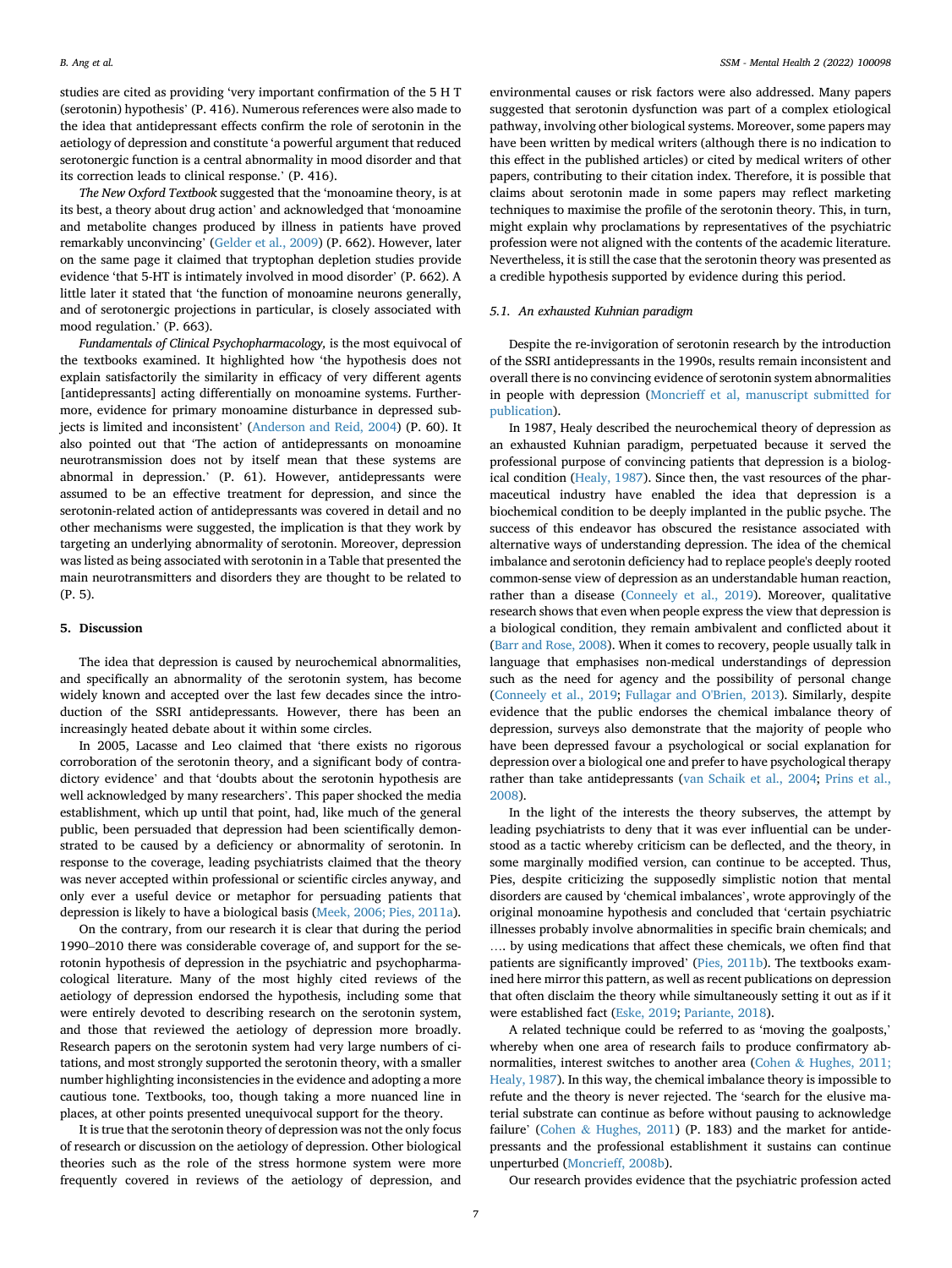studies are cited as providing 'very important confirmation of the 5 H T (serotonin) hypothesis' (P. 416). Numerous references were also made to the idea that antidepressant effects confirm the role of serotonin in the aetiology of depression and constitute 'a powerful argument that reduced serotonergic function is a central abnormality in mood disorder and that its correction leads to clinical response.' (P. 416).

*The New Oxford Textbook* suggested that the 'monoamine theory, is at its best, a theory about drug action' and acknowledged that 'monoamine and metabolite changes produced by illness in patients have proved remarkably unconvincing' (Gelder et al., 2009) (P. 662). However, later on the same page it claimed that tryptophan depletion studies provide evidence 'that 5-HT is intimately involved in mood disorder' (P. 662). A little later it stated that 'the function of monoamine neurons generally, and of serotonergic projections in particular, is closely associated with mood regulation.' (P. 663).

*Fundamentals of Clinical Psychopharmacology,* is the most equivocal of the textbooks examined. It highlighted how 'the hypothesis does not explain satisfactorily the similarity in efficacy of very different agents [antidepressants] acting differentially on monoamine systems. Furthermore, evidence for primary monoamine disturbance in depressed subjects is limited and inconsistent' (Anderson and Reid, 2004) (P. 60). It also pointed out that 'The action of antidepressants on monoamine neurotransmission does not by itself mean that these systems are abnormal in depression.' (P. 61). However, antidepressants were assumed to be an effective treatment for depression, and since the serotonin-related action of antidepressants was covered in detail and no other mechanisms were suggested, the implication is that they work by targeting an underlying abnormality of serotonin. Moreover, depression was listed as being associated with serotonin in a Table that presented the main neurotransmitters and disorders they are thought to be related to (P. 5).

## 5. Discussion

The idea that depression is caused by neurochemical abnormalities, and specifically an abnormality of the serotonin system, has become widely known and accepted over the last few decades since the introduction of the SSRI antidepressants. However, there has been an increasingly heated debate about it within some circles.

In 2005, Lacasse and Leo claimed that 'there exists no rigorous corroboration of the serotonin theory, and a significant body of contradictory evidence' and that 'doubts about the serotonin hypothesis are well acknowledged by many researchers'. This paper shocked the media establishment, which up until that point, had, like much of the general public, been persuaded that depression had been scientifically demonstrated to be caused by a deficiency or abnormality of serotonin. In response to the coverage, leading psychiatrists claimed that the theory was never accepted within professional or scientific circles anyway, and only ever a useful device or metaphor for persuading patients that depression is likely to have a biological basis (Meek, 2006; Pies, 2011a).

On the contrary, from our research it is clear that during the period 1990–2010 there was considerable coverage of, and support for the serotonin hypothesis of depression in the psychiatric and psychopharmacological literature. Many of the most highly cited reviews of the aetiology of depression endorsed the hypothesis, including some that were entirely devoted to describing research on the serotonin system, and those that reviewed the aetiology of depression more broadly. Research papers on the serotonin system had very large numbers of citations, and most strongly supported the serotonin theory, with a smaller number highlighting inconsistencies in the evidence and adopting a more cautious tone. Textbooks, too, though taking a more nuanced line in places, at other points presented unequivocal support for the theory.

It is true that the serotonin theory of depression was not the only focus of research or discussion on the aetiology of depression. Other biological theories such as the role of the stress hormone system were more frequently covered in reviews of the aetiology of depression, and environmental causes or risk factors were also addressed. Many papers suggested that serotonin dysfunction was part of a complex etiological pathway, involving other biological systems. Moreover, some papers may have been written by medical writers (although there is no indication to this effect in the published articles) or cited by medical writers of other papers, contributing to their citation index. Therefore, it is possible that claims about serotonin made in some papers may reflect marketing techniques to maximise the profile of the serotonin theory. This, in turn, might explain why proclamations by representatives of the psychiatric profession were not aligned with the contents of the academic literature. Nevertheless, it is still the case that the serotonin theory was presented as a credible hypothesis supported by evidence during this period.

### 5.1. An exhausted Kuhnian paradigm

Despite the re-invigoration of serotonin research by the introduction of the SSRI antidepressants in the 1990s, results remain inconsistent and overall there is no convincing evidence of serotonin system abnormalities in people with depression (Moncrieff et al, manuscript submitted for publication).

In 1987, Healy described the neurochemical theory of depression as an exhausted Kuhnian paradigm, perpetuated because it served the professional purpose of convincing patients that depression is a biological condition (Healy, 1987). Since then, the vast resources of the pharmaceutical industry have enabled the idea that depression is a biochemical condition to be deeply implanted in the public psyche. The success of this endeavor has obscured the resistance associated with alternative ways of understanding depression. The idea of the chemical imbalance and serotonin deficiency had to replace people's deeply rooted common-sense view of depression as an understandable human reaction, rather than a disease (Conneely et al., 2019). Moreover, qualitative research shows that even when people express the view that depression is a biological condition, they remain ambivalent and conflicted about it (Barr and Rose, 2008). When it comes to recovery, people usually talk in language that emphasises non-medical understandings of depression such as the need for agency and the possibility of personal change (Conneely et al., 2019; Fullagar and O'Brien, 2013). Similarly, despite evidence that the public endorses the chemical imbalance theory of depression, surveys also demonstrate that the majority of people who have been depressed favour a psychological or social explanation for depression over a biological one and prefer to have psychological therapy rather than take antidepressants (van Schaik et al., 2004; Prins et al., 2008).

In the light of the interests the theory subserves, the attempt by leading psychiatrists to deny that it was ever influential can be understood as a tactic whereby criticism can be deflected, and the theory, in some marginally modified version, can continue to be accepted. Thus, Pies, despite criticizing the supposedly simplistic notion that mental disorders are caused by 'chemical imbalances', wrote approvingly of the original monoamine hypothesis and concluded that 'certain psychiatric illnesses probably involve abnormalities in specific brain chemicals; and …. by using medications that affect these chemicals, we often find that patients are significantly improved' (Pies, 2011b). The textbooks examined here mirror this pattern, as well as recent publications on depression that often disclaim the theory while simultaneously setting it out as if it were established fact (Eske, 2019; Pariante, 2018).

A related technique could be referred to as 'moving the goalposts,' whereby when one area of research fails to produce confirmatory abnormalities, interest switches to another area (Cohen & Hughes, 2011; Healy, 1987). In this way, the chemical imbalance theory is impossible to refute and the theory is never rejected. The 'search for the elusive material substrate can continue as before without pausing to acknowledge failure' (Cohen & Hughes, 2011) (P. 183) and the market for antidepressants and the professional establishment it sustains can continue unperturbed (Moncrieff, 2008b).

Our research provides evidence that the psychiatric profession acted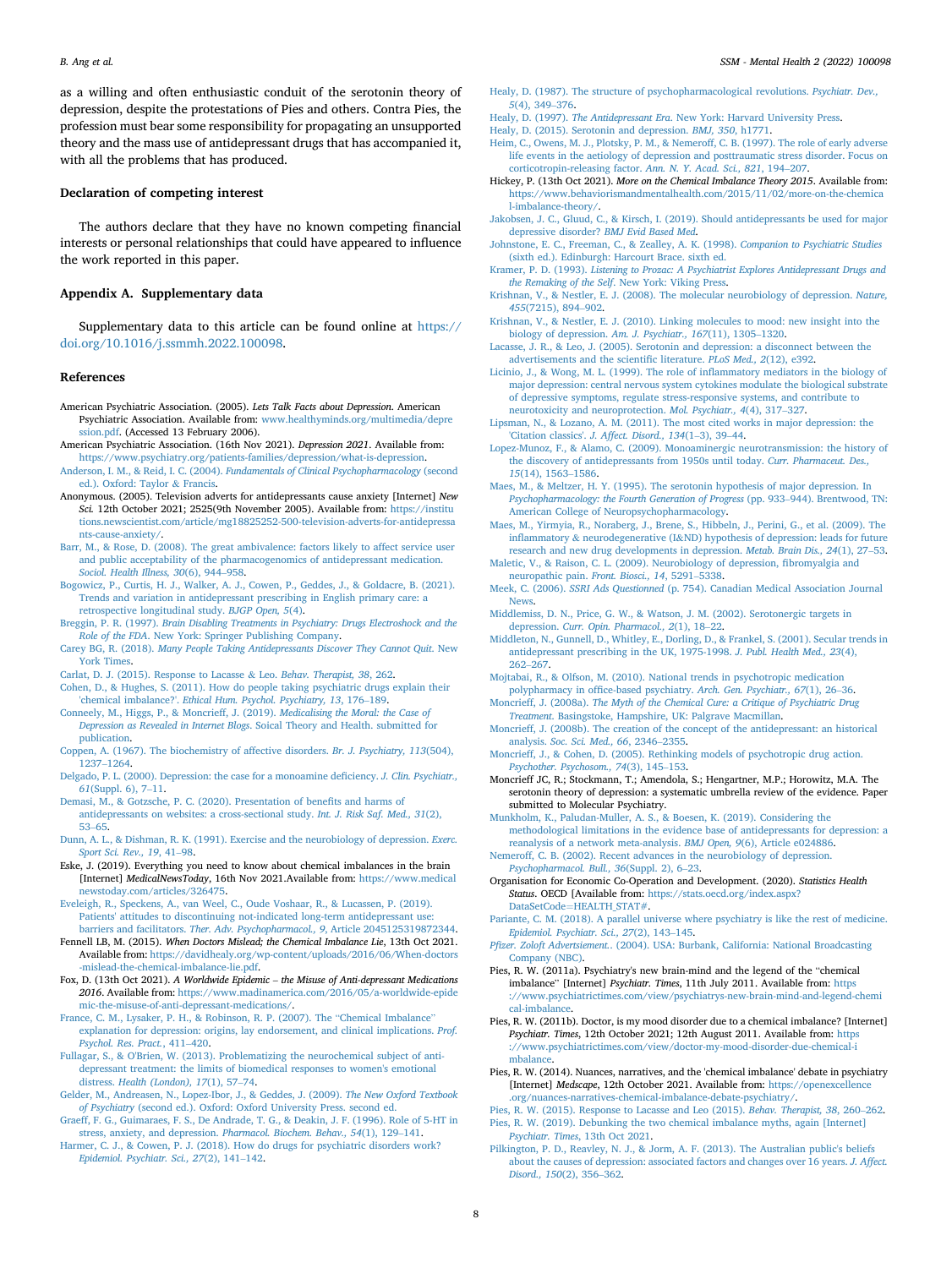as a willing and often enthusiastic conduit of the serotonin theory of depression, despite the protestations of Pies and others. Contra Pies, the profession must bear some responsibility for propagating an unsupported theory and the mass use of antidepressant drugs that has accompanied it, with all the problems that has produced.

## Declaration of competing interest

The authors declare that they have no known competing financial interests or personal relationships that could have appeared to influence the work reported in this paper.

## Appendix A. Supplementary data

Supplementary data to this article can be found online at https://doi.org/10.1016/j.ssmmh.2022.100098.

## References

American Psychiatric Association. (2005). *Lets Talk Facts about Depression*. American Psychiatric Association. Available from: www.healthyminds.org/multimedia/depression.pdf. (Accessed 13 February 2006).

American Psychiatric Association. (16th Nov 2021). *Depression 2021*. Available from: https://www.psychiatry.org/patients-families/depression/what-is-depression.

Anderson, I. M., & Reid, I. C. (2004). *Fundamentals of Clinical Psychopharmacology* (second ed.). Oxford: Taylor & Francis.

Anonymous. (2005). Television adverts for antidepressants cause anxiety [Internet] *New Sci.* 12th October 2021; 2525(9th November 2005). Available from: https://institutions.newscientist.com/article/mg18825252-500-television-adverts-for-antidepressants-cause-anxiety/.

Barr, M., & Rose, D. (2008). The great ambivalence: factors likely to affect service user and public acceptability of the pharmacogenomics of antidepressant medication. *Sociol. Health Illness, 30*(6), 944–958.

Bogowicz, P., Curtis, H. J., Walker, A. J., Cowen, P., Geddes, J., & Goldacre, B. (2021). Trends and variation in antidepressant prescribing in English primary care: a retrospective longitudinal study. *BJGP Open, 5*(4).

Breggin, P. R. (1997). *Brain Disabling Treatments in Psychiatry: Drugs Electroshock and the Role of the FDA*. New York: Springer Publishing Company.

Carey BG, R. (2018). *Many People Taking Antidepressants Discover They Cannot Quit*. New York Times.

Carlat, D. J. (2015). Response to Lacasse & Leo. *Behav. Therapist, 38*, 262.

Cohen, D., & Hughes, S. (2011). How do people taking psychiatric drugs explain their 'chemical imbalance?'. *Ethical Hum. Psychol. Psychiatry, 13*, 176–189.

Conneely, M., Higgs, P., & Moncrieff, J. (2019). *Medicalising the Moral: the Case of Depression as Revealed in Internet Blogs*. Soical Theory and Health. submitted for publication.

Coppen, A. (1967). The biochemistry of affective disorders. *Br. J. Psychiatry, 113*(504), 1237–1264.

Delgado, P. L. (2000). Depression: the case for a monoamine deficiency. *J. Clin. Psychiatr., 61*(Suppl. 6), 7–11.

Demasi, M., & Gotzsche, P. C. (2020). Presentation of benefits and harms of antidepressants on websites: a cross-sectional study. *Int. J. Risk Saf. Med., 31*(2), 53–65.

Dunn, A. L., & Dishman, R. K. (1991). Exercise and the neurobiology of depression. *Exerc. Sport Sci. Rev., 19*, 41–98.

Eske, J. (2019). Everything you need to know about chemical imbalances in the brain [Internet] *MedicalNewsToday*, 16th Nov 2021.Available from: https://www.medicalnewstoday.com/articles/326475.

Eveleigh, R., Speckens, A., van Weel, C., Oude Voshaar, R., & Lucassen, P. (2019). Patients' attitudes to discontinuing not-indicated long-term antidepressant use: barriers and facilitators. *Ther. Adv. Psychopharmacol., 9*, Article 2045125319872344.

Fennell LB, M. (2015). *When Doctors Mislead; the Chemical Imbalance Lie*, 13th Oct 2021. Available from: https://davidhealy.org/wp-content/uploads/2016/06/When-doctors-mislead-the-chemical-imbalance-lie.pdf.

Fox, D. (13th Oct 2021). *A Worldwide Epidemic – the Misuse of Anti-depressant Medications 2016*. Available from: https://www.madinamerica.com/2016/05/a-worldwide-epidemic-the-misuse-of-anti-depressant-medications/.

France, C. M., Lysaker, P. H., & Robinson, R. P. (2007). The "Chemical Imbalance" explanation for depression: origins, lay endorsement, and clinical implications. *Prof. Psychol. Res. Pract.*, 411–420.

Fullagar, S., & O'Brien, W. (2013). Problematizing the neurochemical subject of anti-depressant treatment: the limits of biomedical responses to women's emotional distress. *Health (London), 17*(1), 57–74.

Gelder, M., Andreasen, N., Lopez-Ibor, J., & Geddes, J. (2009). *The New Oxford Textbook of Psychiatry* (second ed.). Oxford: Oxford University Press. second ed.

Graeff, F. G., Guimaraes, F. S., De Andrade, T. G., & Deakin, J. F. (1996). Role of 5-HT in stress, anxiety, and depression. *Pharmacol. Biochem. Behav., 54*(1), 129–141.

Harmer, C. J., & Cowen, P. J. (2018). How do drugs for psychiatric disorders work? *Epidemiol. Psychiatr. Sci., 27*(2), 141–142.

Healy, D. (1987). The structure of psychopharmacological revolutions. *Psychiatr. Dev., 5*(4), 349–376.

Healy, D. (1997). *The Antidepressant Era*. New York: Harvard University Press.

Healy, D. (2015). Serotonin and depression. *BMJ, 350*, h1771.

Heim, C., Owens, M. J., Plotsky, P. M., & Nemeroff, C. B. (1997). The role of early adverse life events in the aetiology of depression and posttraumatic stress disorder. Focus on corticotropin-releasing factor. *Ann. N. Y. Acad. Sci., 821*, 194–207.

Hickey, P. (13th Oct 2021). *More on the Chemical Imbalance Theory 2015*. Available from: https://www.behaviorismandmentalhealth.com/2015/11/02/more-on-the-chemical-imbalance-theory/.

Jakobsen, J. C., Gluud, C., & Kirsch, I. (2019). Should antidepressants be used for major depressive disorder? *BMJ Evid Based Med*.

Johnstone, E. C., Freeman, C., & Zealley, A. K. (1998). *Companion to Psychiatric Studies* (sixth ed.). Edinburgh: Harcourt Brace. sixth ed.

Kramer, P. D. (1993). *Listening to Prozac: A Psychiatrist Explores Antidepressant Drugs and the Remaking of the Self*. New York: Viking Press.

Krishnan, V., & Nestler, E. J. (2008). The molecular neurobiology of depression. *Nature, 455*(7215), 894–902.

Krishnan, V., & Nestler, E. J. (2010). Linking molecules to mood: new insight into the biology of depression. *Am. J. Psychiatr., 167*(11), 1305–1320.

Lacasse, J. R., & Leo, J. (2005). Serotonin and depression: a disconnect between the advertisements and the scientific literature. *PLoS Med., 2*(12), e392.

Licinio, J., & Wong, M. L. (1999). The role of inflammatory mediators in the biology of major depression: central nervous system cytokines modulate the biological substrate of depressive symptoms, regulate stress-responsive systems, and contribute to neurotoxicity and neuroprotection. *Mol. Psychiatr., 4*(4), 317–327.

Lipsman, N., & Lozano, A. M. (2011). The most cited works in major depression: the 'Citation classics'. *J. Affect. Disord., 134*(1–3), 39–44.

Lopez-Munoz, F., & Alamo, C. (2009). Monoaminergic neurotransmission: the history of the discovery of antidepressants from 1950s until today. *Curr. Pharmaceut. Des., 15*(14), 1563–1586.

Maes, M., & Meltzer, H. Y. (1995). The serotonin hypothesis of major depression. In *Psychopharmacology: the Fourth Generation of Progress* (pp. 933–944). Brentwood, TN: American College of Neuropsychopharmacology.

Maes, M., Yirmyia, R., Noraberg, J., Brene, S., Hibbeln, J., Perini, G., et al. (2009). The inflammatory & neurodegenerative (I&ND) hypothesis of depression: leads for future research and new drug developments in depression. *Metab. Brain Dis., 24*(1), 27–53.

Maletic, V., & Raison, C. L. (2009). Neurobiology of depression, fibromyalgia and neuropathic pain. *Front. Biosci., 14*, 5291–5338.

Meek, C. (2006). *SSRI Ads Questionned* (p. 754). Canadian Medical Association Journal News.

Middlemiss, D. N., Price, G. W., & Watson, J. M. (2002). Serotonergic targets in depression. *Curr. Opin. Pharmacol., 2*(1), 18–22.

Middleton, N., Gunnell, D., Whitley, E., Dorling, D., & Frankel, S. (2001). Secular trends in antidepressant prescribing in the UK, 1975-1998. *J. Publ. Health Med., 23*(4), 262–267.

Mojtabai, R., & Olfson, M. (2010). National trends in psychotropic medication polypharmacy in office-based psychiatry. *Arch. Gen. Psychiatr., 67*(1), 26–36.

Moncrieff, J. (2008a). *The Myth of the Chemical Cure: a Critique of Psychiatric Drug Treatment*. Basingstoke, Hampshire, UK: Palgrave Macmillan.

Moncrieff, J. (2008b). The creation of the concept of the antidepressant: an historical analysis. *Soc. Sci. Med., 66*, 2346–2355.

Moncrieff, J., & Cohen, D. (2005). Rethinking models of psychotropic drug action. *Psychother. Psychosom., 74*(3), 145–153.

Moncrieff JC, R.; Stockmann, T.; Amendola, S.; Hengartner, M.P.; Horowitz, M.A. The serotonin theory of depression: a systematic umbrella review of the evidence. Paper submitted to Molecular Psychiatry.

Munkholm, K., Paludan-Muller, A. S., & Boesen, K. (2019). Considering the methodological limitations in the evidence base of antidepressants for depression: a reanalysis of a network meta-analysis. *BMJ Open, 9*(6), Article e024886.

Nemeroff, C. B. (2002). Recent advances in the neurobiology of depression. *Psychopharmacol. Bull., 36*(Suppl. 2), 6–23.

Organisation for Economic Co-Operation and Development. (2020). *Statistics Health Status*. OECD [Available from: https://stats.oecd.org/index.aspx?DataSetCode=HEALTH_STAT#.

Pariante, C. M. (2018). A parallel universe where psychiatry is like the rest of medicine. *Epidemiol. Psychiatr. Sci., 27*(2), 143–145.

*Pfizer. Zoloft Advertisement.*. (2004). USA: Burbank, California: National Broadcasting Company (NBC).

Pies, R. W. (2011a). Psychiatry's new brain-mind and the legend of the "chemical imbalance" [Internet] *Psychiatr. Times*, 11th July 2011. Available from: https://www.psychiatrictimes.com/view/psychiatrys-new-brain-mind-and-legend-chemical-imbalance.

Pies, R. W. (2011b). Doctor, is my mood disorder due to a chemical imbalance? [Internet] *Psychiatr. Times*, 12th October 2021; 12th August 2011. Available from: https://www.psychiatrictimes.com/view/doctor-my-mood-disorder-due-chemical-imbalance.

Pies, R. W. (2014). Nuances, narratives, and the 'chemical imbalance' debate in psychiatry [Internet] *Medscape*, 12th October 2021. Available from: https://openexcellence.org/nuances-narratives-chemical-imbalance-debate-psychiatry/.

Pies, R. W. (2015). Response to Lacasse and Leo (2015). *Behav. Therapist, 38*, 260–262.

Pies, R. W. (2019). Debunking the two chemical imbalance myths, again [Internet] *Psychiatr. Times*, 13th Oct 2021.

Pilkington, P. D., Reavley, N. J., & Jorm, A. F. (2013). The Australian public's beliefs about the causes of depression: associated factors and changes over 16 years. *J. Affect. Disord., 150*(2), 356–362.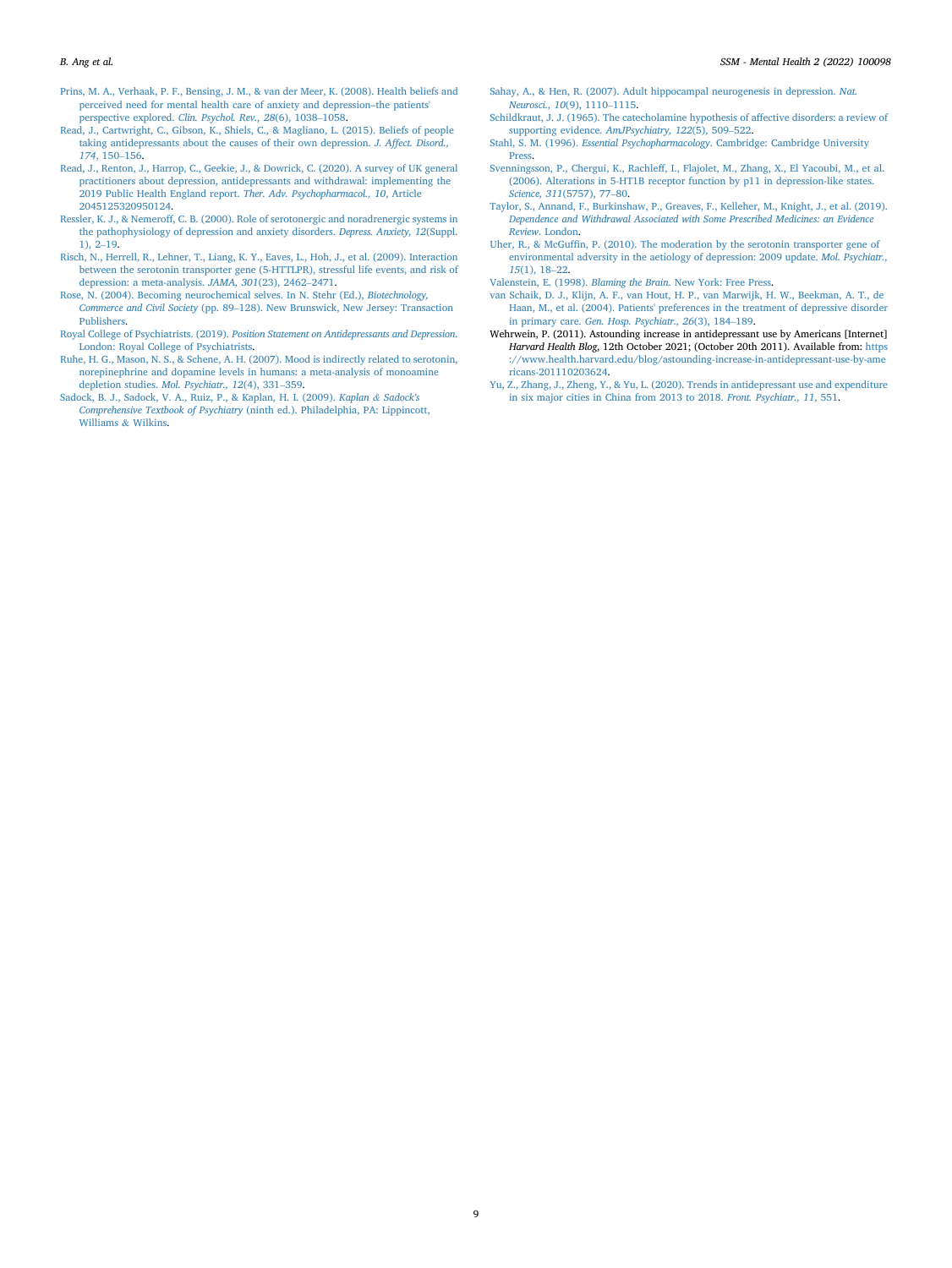Prins, M. A., Verhaak, P. F., Bensing, J. M., & van der Meer, K. (2008). Health beliefs and perceived need for mental health care of anxiety and depression–the patients' perspective explored. *Clin. Psychol. Rev., 28*(6), 1038–1058.

Read, J., Cartwright, C., Gibson, K., Shiels, C., & Magliano, L. (2015). Beliefs of people taking antidepressants about the causes of their own depression. *J. Affect. Disord., 174*, 150–156.

Read, J., Renton, J., Harrop, C., Geekie, J., & Dowrick, C. (2020). A survey of UK general practitioners about depression, antidepressants and withdrawal: implementing the 2019 Public Health England report. *Ther. Adv. Psychopharmacol., 10*, Article 2045125320950124.

Ressler, K. J., & Nemeroff, C. B. (2000). Role of serotonergic and noradrenergic systems in the pathophysiology of depression and anxiety disorders. *Depress. Anxiety, 12*(Suppl. 1), 2–19.

Risch, N., Herrell, R., Lehner, T., Liang, K. Y., Eaves, L., Hoh, J., et al. (2009). Interaction between the serotonin transporter gene (5-HTTLPR), stressful life events, and risk of depression: a meta-analysis. *JAMA, 301*(23), 2462–2471.

Rose, N. (2004). Becoming neurochemical selves. In N. Stehr (Ed.), *Biotechnology, Commerce and Civil Society* (pp. 89–128). New Brunswick, New Jersey: Transaction Publishers.

Royal College of Psychiatrists. (2019). *Position Statement on Antidepressants and Depression*. London: Royal College of Psychiatrists.

Ruhe, H. G., Mason, N. S., & Schene, A. H. (2007). Mood is indirectly related to serotonin, norepinephrine and dopamine levels in humans: a meta-analysis of monoamine depletion studies. *Mol. Psychiatr., 12*(4), 331–359.

Sadock, B. J., Sadock, V. A., Ruiz, P., & Kaplan, H. I. (2009). *Kaplan & Sadock's Comprehensive Textbook of Psychiatry* (ninth ed.). Philadelphia, PA: Lippincott, Williams & Wilkins.

Sahay, A., & Hen, R. (2007). Adult hippocampal neurogenesis in depression. *Nat. Neurosci., 10*(9), 1110–1115.

Schildkraut, J. J. (1965). The catecholamine hypothesis of affective disorders: a review of supporting evidence. *AmJPsychiatry, 122*(5), 509–522.

Stahl, S. M. (1996). *Essential Psychopharmacology*. Cambridge: Cambridge University Press.

Svenningsson, P., Chergui, K., Rachleff, I., Flajolet, M., Zhang, X., El Yacoubi, M., et al. (2006). Alterations in 5-HT1B receptor function by p11 in depression-like states. *Science, 311*(5757), 77–80.

Taylor, S., Annand, F., Burkinshaw, P., Greaves, F., Kelleher, M., Knight, J., et al. (2019). *Dependence and Withdrawal Associated with Some Prescribed Medicines: an Evidence Review*. London.

Uher, R., & McGuffin, P. (2010). The moderation by the serotonin transporter gene of environmental adversity in the aetiology of depression: 2009 update. *Mol. Psychiatr., 15*(1), 18–22.

Valenstein, E. (1998). *Blaming the Brain*. New York: Free Press.

van Schaik, D. J., Klijn, A. F., van Hout, H. P., van Marwijk, H. W., Beekman, A. T., de Haan, M., et al. (2004). Patients' preferences in the treatment of depressive disorder in primary care. *Gen. Hosp. Psychiatr., 26*(3), 184–189.

Wehrwein, P. (2011). Astounding increase in antidepressant use by Americans [Internet] *Harvard Health Blog*, 12th October 2021; (October 20th 2011). Available from: https://www.health.harvard.edu/blog/astounding-increase-in-antidepressant-use-by-americans-201110203624.

Yu, Z., Zhang, J., Zheng, Y., & Yu, L. (2020). Trends in antidepressant use and expenditure in six major cities in China from 2013 to 2018. *Front. Psychiatr., 11*, 551.